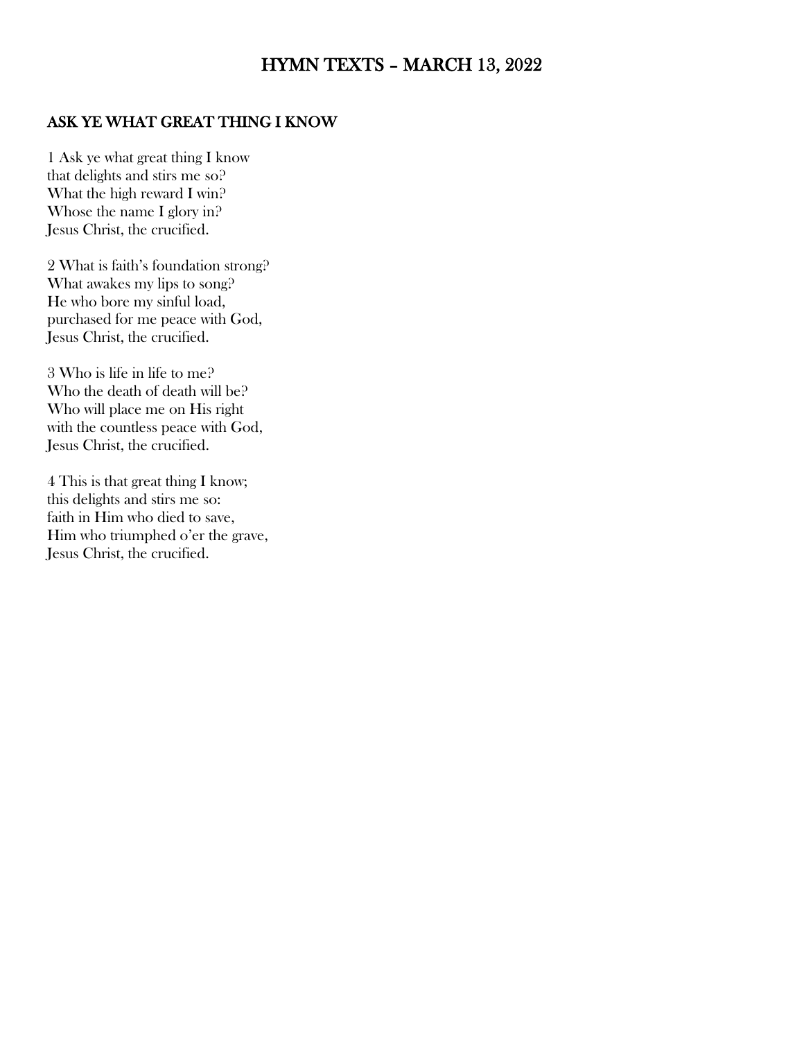# HYMN TEXTS – MARCH 13, 2022

## ASK YE WHAT GREAT THING I KNOW

1 Ask ye what great thing I know
that delights and stirs me so?
What the high reward I win?
Whose the name I glory in?
Jesus Christ, the crucified.

2 What is faith's foundation strong?
What awakes my lips to song?
He who bore my sinful load,
purchased for me peace with God,
Jesus Christ, the crucified.

3 Who is life in life to me?
Who the death of death will be?
Who will place me on His right
with the countless peace with God,
Jesus Christ, the crucified.

4 This is that great thing I know;
this delights and stirs me so:
faith in Him who died to save,
Him who triumphed o'er the grave,
Jesus Christ, the crucified.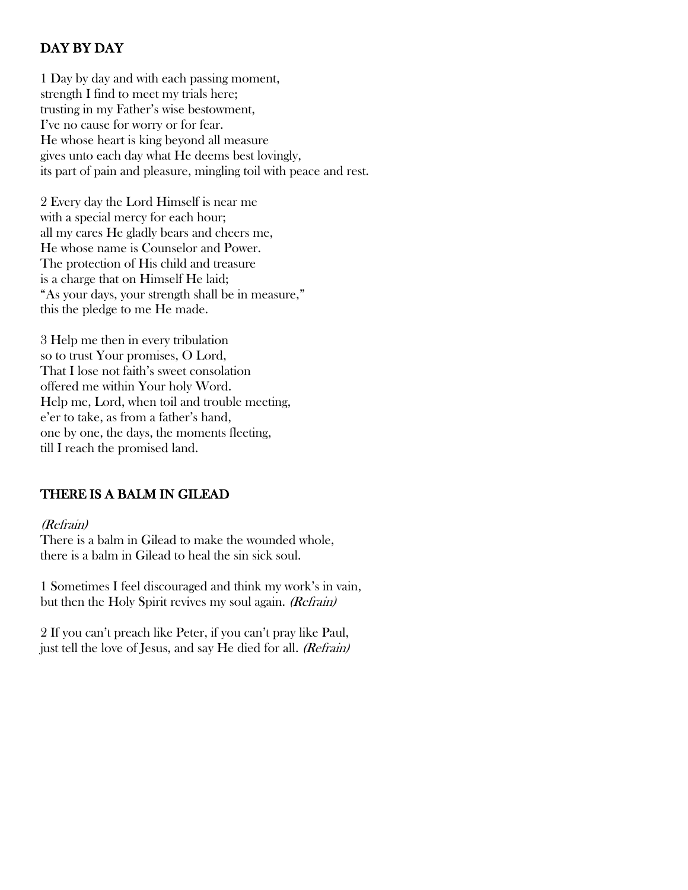## DAY BY DAY

1 Day by day and with each passing moment,
strength I find to meet my trials here;
trusting in my Father's wise bestowment,
I've no cause for worry or for fear.
He whose heart is king beyond all measure
gives unto each day what He deems best lovingly,
its part of pain and pleasure, mingling toil with peace and rest.

2 Every day the Lord Himself is near me
with a special mercy for each hour;
all my cares He gladly bears and cheers me,
He whose name is Counselor and Power.
The protection of His child and treasure
is a charge that on Himself He laid;
"As your days, your strength shall be in measure,"
this the pledge to me He made.

3 Help me then in every tribulation
so to trust Your promises, O Lord,
That I lose not faith's sweet consolation
offered me within Your holy Word.
Help me, Lord, when toil and trouble meeting,
e'er to take, as from a father's hand,
one by one, the days, the moments fleeting,
till I reach the promised land.

## THERE IS A BALM IN GILEAD

*(Refrain)*
There is a balm in Gilead to make the wounded whole,
there is a balm in Gilead to heal the sin sick soul.

1 Sometimes I feel discouraged and think my work's in vain,
but then the Holy Spirit revives my soul again. *(Refrain)*

2 If you can't preach like Peter, if you can't pray like Paul,
just tell the love of Jesus, and say He died for all. *(Refrain)*